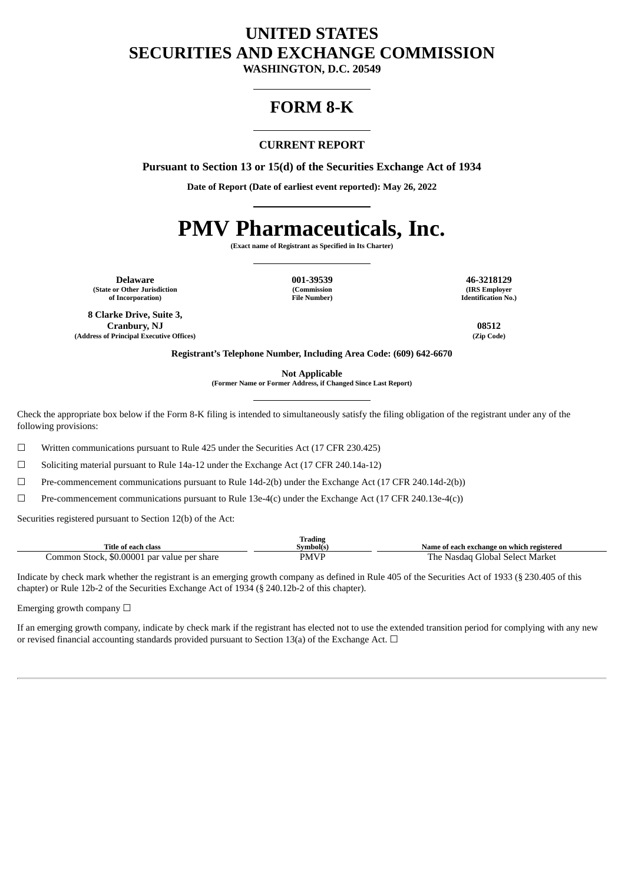# UNITED STATES
# SECURITIES AND EXCHANGE COMMISSION

**WASHINGTON, D.C. 20549**

---

# FORM 8-K

---

**CURRENT REPORT**

**Pursuant to Section 13 or 15(d) of the Securities Exchange Act of 1934**

**Date of Report (Date of earliest event reported): May 26, 2022**

---

# PMV Pharmaceuticals, Inc.

**(Exact name of Registrant as Specified in Its Charter)**

---

| **Delaware** | **001-39539** | **46-3218129** |
|---|---|---|
| **(State or Other Jurisdiction of Incorporation)** | **(Commission File Number)** | **(IRS Employer Identification No.)** |

| **8 Clarke Drive, Suite 3, Cranbury, NJ** | **08512** |
|---|---|
| **(Address of Principal Executive Offices)** | **(Zip Code)** |

**Registrant's Telephone Number, Including Area Code: (609) 642-6670**

**Not Applicable**
**(Former Name or Former Address, if Changed Since Last Report)**

---

Check the appropriate box below if the Form 8-K filing is intended to simultaneously satisfy the filing obligation of the registrant under any of the following provisions:

☐ Written communications pursuant to Rule 425 under the Securities Act (17 CFR 230.425)

☐ Soliciting material pursuant to Rule 14a-12 under the Exchange Act (17 CFR 240.14a-12)

☐ Pre-commencement communications pursuant to Rule 14d-2(b) under the Exchange Act (17 CFR 240.14d-2(b))

☐ Pre-commencement communications pursuant to Rule 13e-4(c) under the Exchange Act (17 CFR 240.13e-4(c))

Securities registered pursuant to Section 12(b) of the Act:

| Title of each class | Trading Symbol(s) | Name of each exchange on which registered |
|---|---|---|
| Common Stock, $0.00001 par value per share | PMVP | The Nasdaq Global Select Market |

Indicate by check mark whether the registrant is an emerging growth company as defined in Rule 405 of the Securities Act of 1933 (§ 230.405 of this chapter) or Rule 12b-2 of the Securities Exchange Act of 1934 (§ 240.12b-2 of this chapter).

Emerging growth company ☐

If an emerging growth company, indicate by check mark if the registrant has elected not to use the extended transition period for complying with any new or revised financial accounting standards provided pursuant to Section 13(a) of the Exchange Act. ☐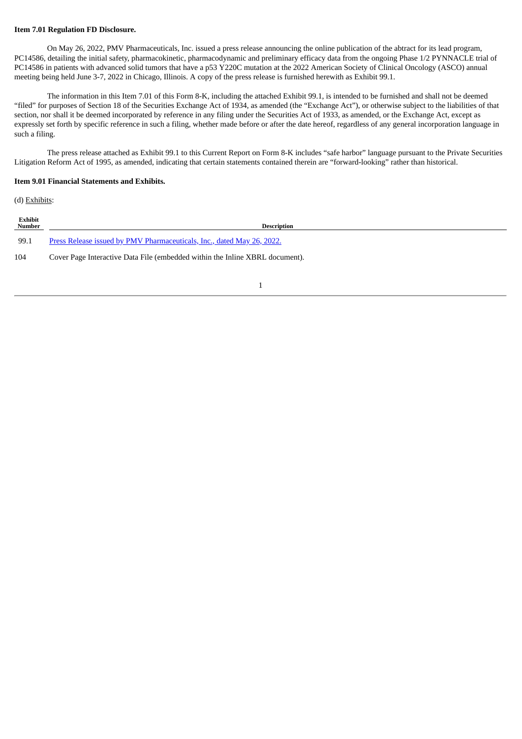**Item 7.01 Regulation FD Disclosure.**

On May 26, 2022, PMV Pharmaceuticals, Inc. issued a press release announcing the online publication of the abtract for its lead program, PC14586, detailing the initial safety, pharmacokinetic, pharmacodynamic and preliminary efficacy data from the ongoing Phase 1/2 PYNNACLE trial of PC14586 in patients with advanced solid tumors that have a p53 Y220C mutation at the 2022 American Society of Clinical Oncology (ASCO) annual meeting being held June 3-7, 2022 in Chicago, Illinois. A copy of the press release is furnished herewith as Exhibit 99.1.

The information in this Item 7.01 of this Form 8-K, including the attached Exhibit 99.1, is intended to be furnished and shall not be deemed "filed" for purposes of Section 18 of the Securities Exchange Act of 1934, as amended (the "Exchange Act"), or otherwise subject to the liabilities of that section, nor shall it be deemed incorporated by reference in any filing under the Securities Act of 1933, as amended, or the Exchange Act, except as expressly set forth by specific reference in such a filing, whether made before or after the date hereof, regardless of any general incorporation language in such a filing.

The press release attached as Exhibit 99.1 to this Current Report on Form 8-K includes "safe harbor" language pursuant to the Private Securities Litigation Reform Act of 1995, as amended, indicating that certain statements contained therein are "forward-looking" rather than historical.

**Item 9.01 Financial Statements and Exhibits.**

(d) Exhibits:

| Exhibit Number | Description |
|---|---|
| 99.1 | Press Release issued by PMV Pharmaceuticals, Inc., dated May 26, 2022. |
| 104 | Cover Page Interactive Data File (embedded within the Inline XBRL document). |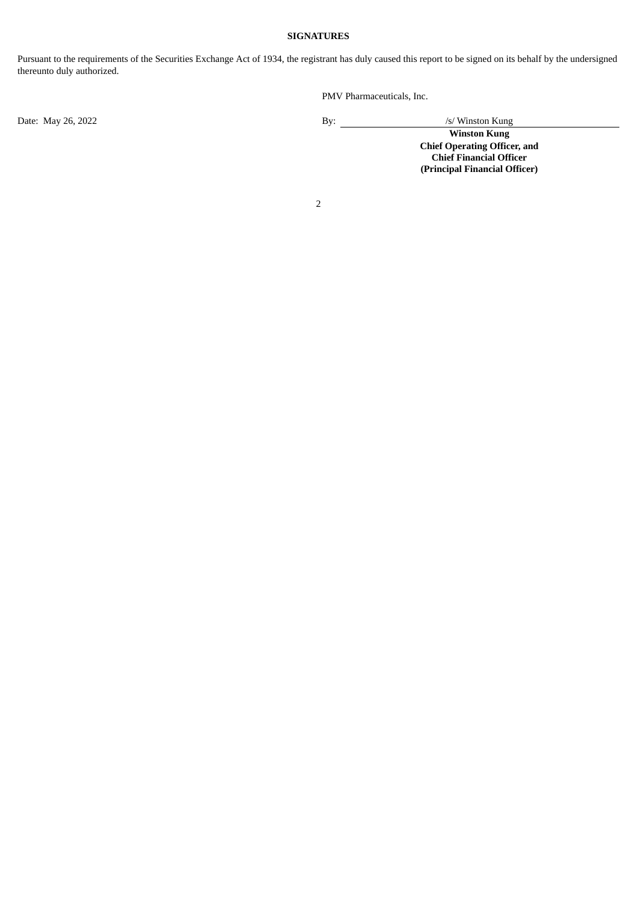**SIGNATURES**

Pursuant to the requirements of the Securities Exchange Act of 1934, the registrant has duly caused this report to be signed on its behalf by the undersigned thereunto duly authorized.

PMV Pharmaceuticals, Inc.

Date: May 26, 2022

By: /s/ Winston Kung

**Winston Kung**
**Chief Operating Officer, and**
**Chief Financial Officer**
**(Principal Financial Officer)**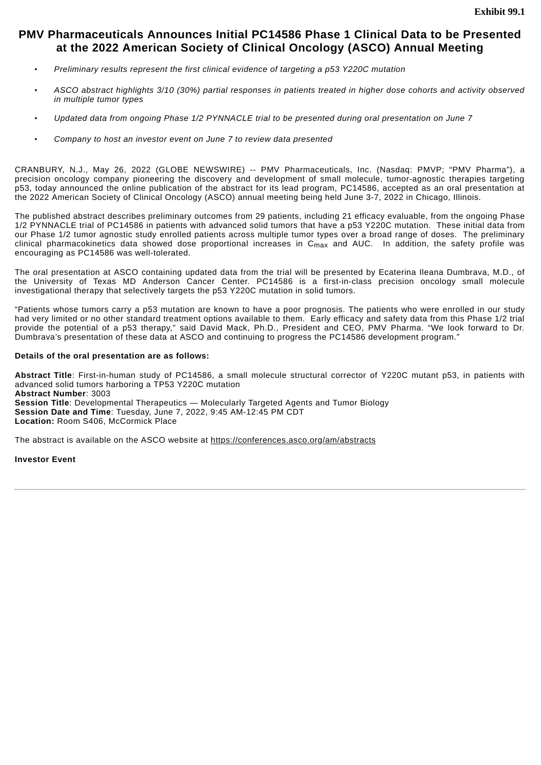**Exhibit 99.1**

# PMV Pharmaceuticals Announces Initial PC14586 Phase 1 Clinical Data to be Presented at the 2022 American Society of Clinical Oncology (ASCO) Annual Meeting

- *Preliminary results represent the first clinical evidence of targeting a p53 Y220C mutation*
- *ASCO abstract highlights 3/10 (30%) partial responses in patients treated in higher dose cohorts and activity observed in multiple tumor types*
- *Updated data from ongoing Phase 1/2 PYNNACLE trial to be presented during oral presentation on June 7*
- *Company to host an investor event on June 7 to review data presented*

CRANBURY, N.J., May 26, 2022 (GLOBE NEWSWIRE) -- PMV Pharmaceuticals, Inc. (Nasdaq: PMVP; "PMV Pharma"), a precision oncology company pioneering the discovery and development of small molecule, tumor-agnostic therapies targeting p53, today announced the online publication of the abstract for its lead program, PC14586, accepted as an oral presentation at the 2022 American Society of Clinical Oncology (ASCO) annual meeting being held June 3-7, 2022 in Chicago, Illinois.

The published abstract describes preliminary outcomes from 29 patients, including 21 efficacy evaluable, from the ongoing Phase 1/2 PYNNACLE trial of PC14586 in patients with advanced solid tumors that have a p53 Y220C mutation. These initial data from our Phase 1/2 tumor agnostic study enrolled patients across multiple tumor types over a broad range of doses. The preliminary clinical pharmacokinetics data showed dose proportional increases in $C_{max}$ and AUC. In addition, the safety profile was encouraging as PC14586 was well-tolerated.

The oral presentation at ASCO containing updated data from the trial will be presented by Ecaterina Ileana Dumbrava, M.D., of the University of Texas MD Anderson Cancer Center. PC14586 is a first-in-class precision oncology small molecule investigational therapy that selectively targets the p53 Y220C mutation in solid tumors.

"Patients whose tumors carry a p53 mutation are known to have a poor prognosis. The patients who were enrolled in our study had very limited or no other standard treatment options available to them. Early efficacy and safety data from this Phase 1/2 trial provide the potential of a p53 therapy," said David Mack, Ph.D., President and CEO, PMV Pharma. "We look forward to Dr. Dumbrava's presentation of these data at ASCO and continuing to progress the PC14586 development program."

**Details of the oral presentation are as follows:**

**Abstract Title**: First-in-human study of PC14586, a small molecule structural corrector of Y220C mutant p53, in patients with advanced solid tumors harboring a TP53 Y220C mutation
**Abstract Number**: 3003
**Session Title**: Developmental Therapeutics — Molecularly Targeted Agents and Tumor Biology
**Session Date and Time**: Tuesday, June 7, 2022, 9:45 AM-12:45 PM CDT
**Location:** Room S406, McCormick Place

The abstract is available on the ASCO website at https://conferences.asco.org/am/abstracts

**Investor Event**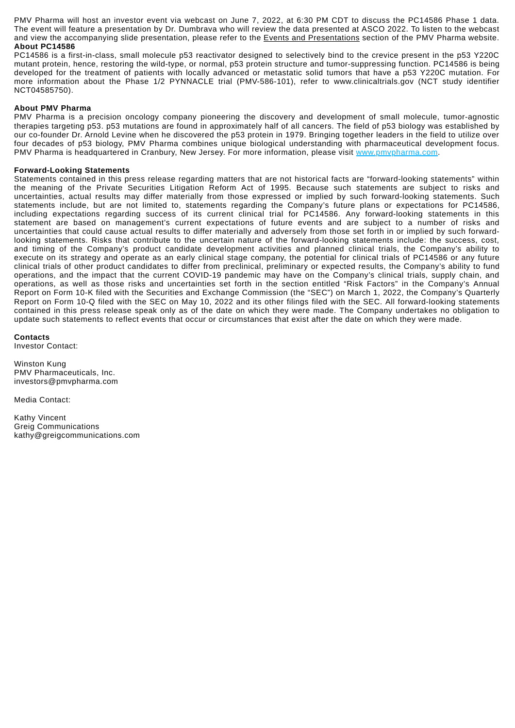PMV Pharma will host an investor event via webcast on June 7, 2022, at 6:30 PM CDT to discuss the PC14586 Phase 1 data. The event will feature a presentation by Dr. Dumbrava who will review the data presented at ASCO 2022. To listen to the webcast and view the accompanying slide presentation, please refer to the Events and Presentations section of the PMV Pharma website.

**About PC14586**

PC14586 is a first-in-class, small molecule p53 reactivator designed to selectively bind to the crevice present in the p53 Y220C mutant protein, hence, restoring the wild-type, or normal, p53 protein structure and tumor-suppressing function. PC14586 is being developed for the treatment of patients with locally advanced or metastatic solid tumors that have a p53 Y220C mutation. For more information about the Phase 1/2 PYNNACLE trial (PMV-586-101), refer to www.clinicaltrials.gov (NCT study identifier NCT04585750).

**About PMV Pharma**

PMV Pharma is a precision oncology company pioneering the discovery and development of small molecule, tumor-agnostic therapies targeting p53. p53 mutations are found in approximately half of all cancers. The field of p53 biology was established by our co-founder Dr. Arnold Levine when he discovered the p53 protein in 1979. Bringing together leaders in the field to utilize over four decades of p53 biology, PMV Pharma combines unique biological understanding with pharmaceutical development focus. PMV Pharma is headquartered in Cranbury, New Jersey. For more information, please visit www.pmvpharma.com.

**Forward-Looking Statements**

Statements contained in this press release regarding matters that are not historical facts are "forward-looking statements" within the meaning of the Private Securities Litigation Reform Act of 1995. Because such statements are subject to risks and uncertainties, actual results may differ materially from those expressed or implied by such forward-looking statements. Such statements include, but are not limited to, statements regarding the Company's future plans or expectations for PC14586, including expectations regarding success of its current clinical trial for PC14586. Any forward-looking statements in this statement are based on management's current expectations of future events and are subject to a number of risks and uncertainties that could cause actual results to differ materially and adversely from those set forth in or implied by such forward-looking statements. Risks that contribute to the uncertain nature of the forward-looking statements include: the success, cost, and timing of the Company's product candidate development activities and planned clinical trials, the Company's ability to execute on its strategy and operate as an early clinical stage company, the potential for clinical trials of PC14586 or any future clinical trials of other product candidates to differ from preclinical, preliminary or expected results, the Company's ability to fund operations, and the impact that the current COVID-19 pandemic may have on the Company's clinical trials, supply chain, and operations, as well as those risks and uncertainties set forth in the section entitled "Risk Factors" in the Company's Annual Report on Form 10-K filed with the Securities and Exchange Commission (the "SEC") on March 1, 2022, the Company's Quarterly Report on Form 10-Q filed with the SEC on May 10, 2022 and its other filings filed with the SEC. All forward-looking statements contained in this press release speak only as of the date on which they were made. The Company undertakes no obligation to update such statements to reflect events that occur or circumstances that exist after the date on which they were made.

**Contacts**

Investor Contact:

Winston Kung
PMV Pharmaceuticals, Inc.
investors@pmvpharma.com

Media Contact:

Kathy Vincent
Greig Communications
kathy@greigcommunications.com